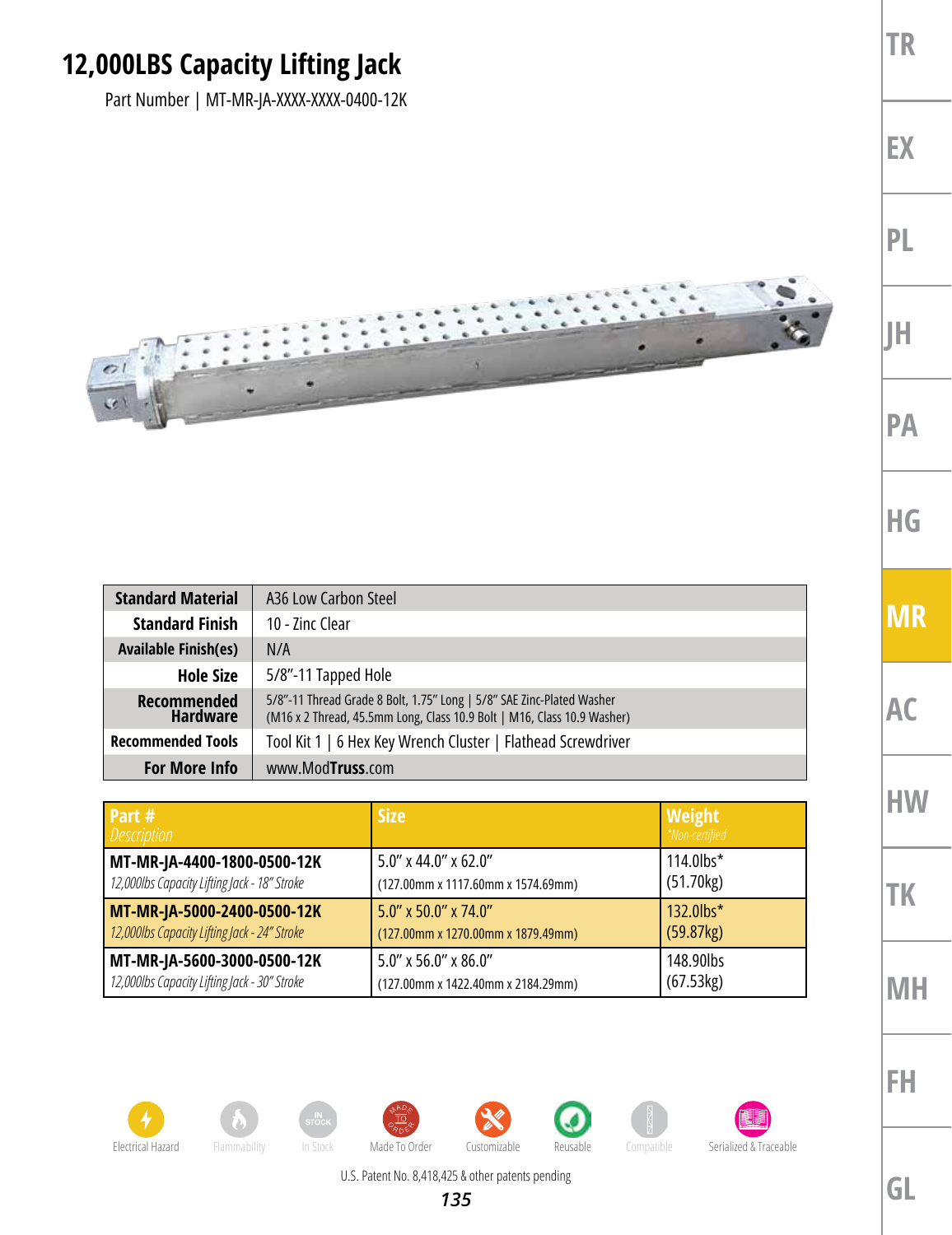# 12,000LBS Capacity Lifting Jack

Part Number | MT-MR-JA-XXXX-XXXX-0400-12K

| | |
|---|---|
| **Standard Material** | A36 Low Carbon Steel |
| **Standard Finish** | 10 - Zinc Clear |
| **Available Finish(es)** | N/A |
| **Hole Size** | 5/8"-11 Tapped Hole |
| **Recommended Hardware** | 5/8"-11 Thread Grade 8 Bolt, 1.75" Long \| 5/8" SAE Zinc-Plated Washer (M16 x 2 Thread, 45.5mm Long, Class 10.9 Bolt \| M16, Class 10.9 Washer) |
| **Recommended Tools** | Tool Kit 1 \| 6 Hex Key Wrench Cluster \| Flathead Screwdriver |
| **For More Info** | www.ModTruss.com |

| Part # *Description* | Size | Weight *Non-certified* |
|---|---|---|
| **MT-MR-JA-4400-1800-0500-12K** *12,000lbs Capacity Lifting Jack - 18" Stroke* | 5.0" x 44.0" x 62.0" (127.00mm x 1117.60mm x 1574.69mm) | 114.0lbs* (51.70kg) |
| **MT-MR-JA-5000-2400-0500-12K** *12,000lbs Capacity Lifting Jack - 24" Stroke* | 5.0" x 50.0" x 74.0" (127.00mm x 1270.00mm x 1879.49mm) | 132.0lbs* (59.87kg) |
| **MT-MR-JA-5600-3000-0500-12K** *12,000lbs Capacity Lifting Jack - 30" Stroke* | 5.0" x 56.0" x 86.0" (127.00mm x 1422.40mm x 2184.29mm) | 148.90lbs (67.53kg) |

Electrical Hazard | Flammability | In Stock | Made To Order | Customizable | Reusable | Compatible | Serialized & Traceable

U.S. Patent No. 8,418,425 & other patents pending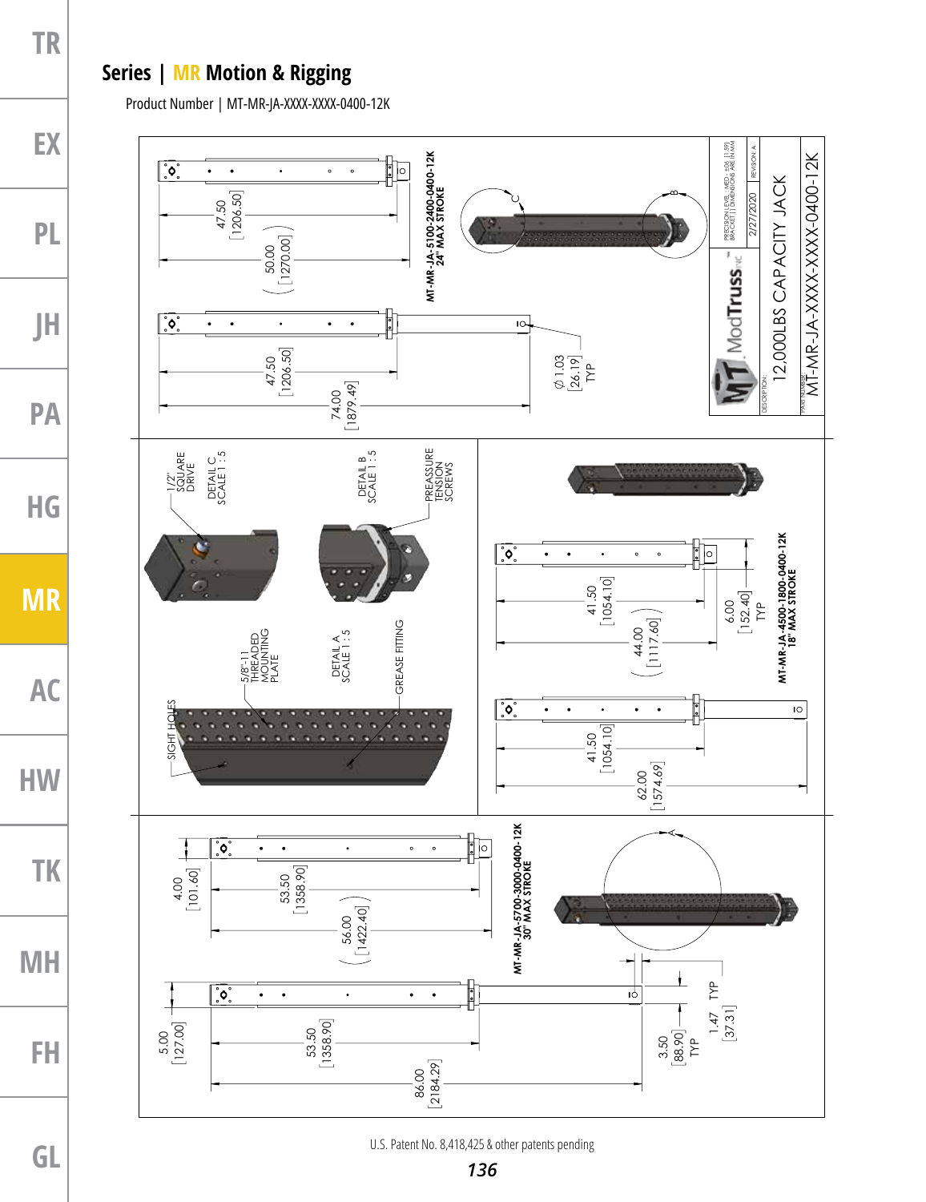## Series | MR Motion & Rigging

Product Number | MT-MR-JA-XXXX-XXXX-0400-12K

MT-MR-JA-5100-2400-0400-12K
24" MAX STROKE

47.50
[1206.50]

50.00
[1270.00]

47.50
[1206.50]

74.00
[1879.49]

∅ 1.03
[26.19]
TYP

PRECISION LEVEL - MED - ±.06 [1.59]
BRACKET [ ] DIMENSIONS ARE IN MM

2/27/2020

REVISION: A

ModTruss

DESCRIPTION:
12,000LBS CAPACITY JACK

PART NUMBER:
MT-MR-JA-XXXX-XXXX-0400-12K

1/2" SQUARE DRIVE

DETAIL C
SCALE 1 : 5

DETAIL B
SCALE 1 : 5

PREASSURE TENSION SCREWS

5/8"-11 THREADED MOUNTING PLATE

DETAIL A
SCALE 1 : 5

GREASE FITTING

SIGHT HOLES

MT-MR-JA-4500-1800-0400-12K
18" MAX STROKE

41.50
[1054.10]

44.00
[1117.60]

6.00
[152.40]
TYP

41.50
[1054.10]

62.00
[1574.69]

MT-MR-JA-5700-3000-0400-12K
30" MAX STROKE

4.00
[101.60]

53.50
[1358.90]

56.00
[1422.40]

5.00
[127.00]

53.50
[1358.90]

86.00
[2184.29]

3.50
[88.90]
TYP

1.47
[37.31]
TYP

U.S. Patent No. 8,418,425 & other patents pending